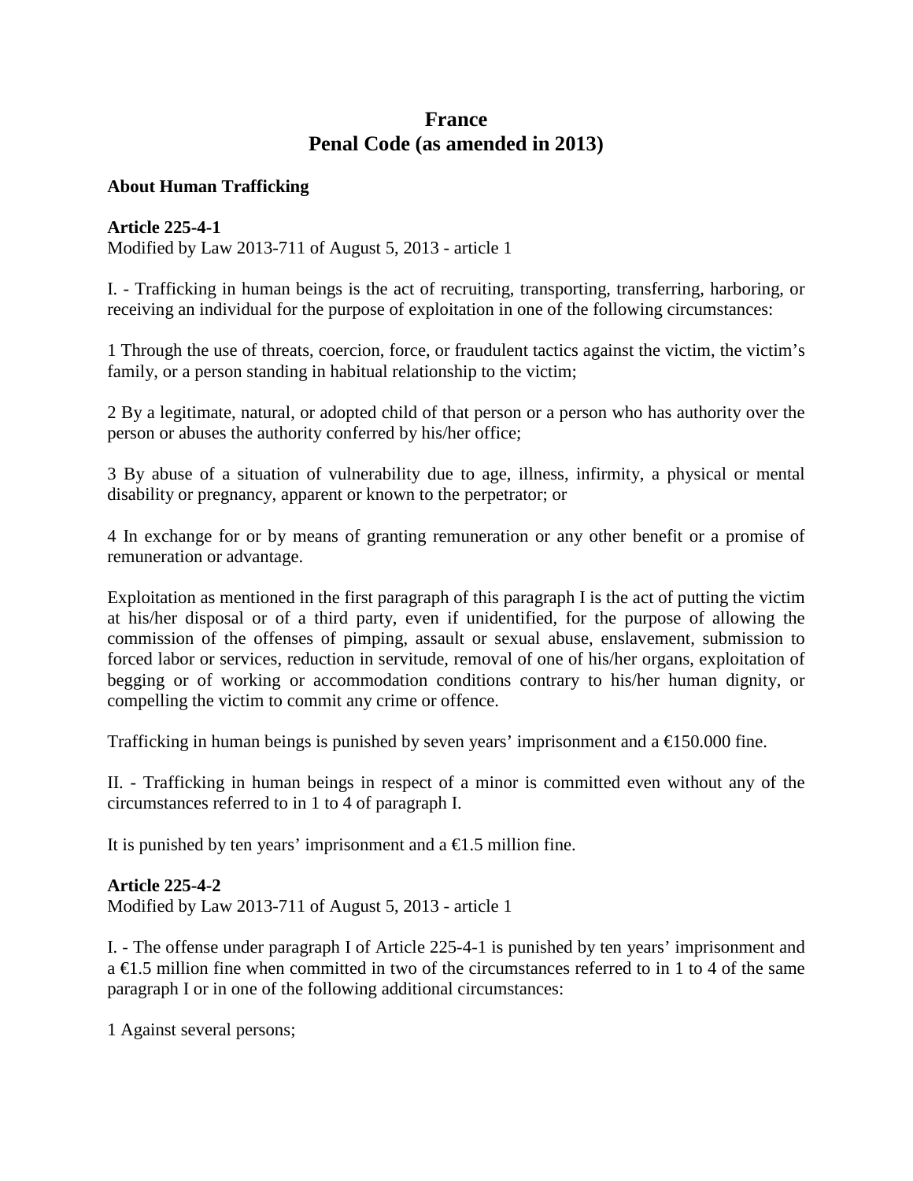# France
# Penal Code (as amended in 2013)

**About Human Trafficking**

**Article 225-4-1**
Modified by Law 2013-711 of August 5, 2013 - article 1

I. - Trafficking in human beings is the act of recruiting, transporting, transferring, harboring, or receiving an individual for the purpose of exploitation in one of the following circumstances:

1 Through the use of threats, coercion, force, or fraudulent tactics against the victim, the victim's family, or a person standing in habitual relationship to the victim;

2 By a legitimate, natural, or adopted child of that person or a person who has authority over the person or abuses the authority conferred by his/her office;

3 By abuse of a situation of vulnerability due to age, illness, infirmity, a physical or mental disability or pregnancy, apparent or known to the perpetrator; or

4 In exchange for or by means of granting remuneration or any other benefit or a promise of remuneration or advantage.

Exploitation as mentioned in the first paragraph of this paragraph I is the act of putting the victim at his/her disposal or of a third party, even if unidentified, for the purpose of allowing the commission of the offenses of pimping, assault or sexual abuse, enslavement, submission to forced labor or services, reduction in servitude, removal of one of his/her organs, exploitation of begging or of working or accommodation conditions contrary to his/her human dignity, or compelling the victim to commit any crime or offence.

Trafficking in human beings is punished by seven years' imprisonment and a €150.000 fine.

II. - Trafficking in human beings in respect of a minor is committed even without any of the circumstances referred to in 1 to 4 of paragraph I.

It is punished by ten years' imprisonment and a €1.5 million fine.

**Article 225-4-2**
Modified by Law 2013-711 of August 5, 2013 - article 1

I. - The offense under paragraph I of Article 225-4-1 is punished by ten years' imprisonment and a €1.5 million fine when committed in two of the circumstances referred to in 1 to 4 of the same paragraph I or in one of the following additional circumstances:

1 Against several persons;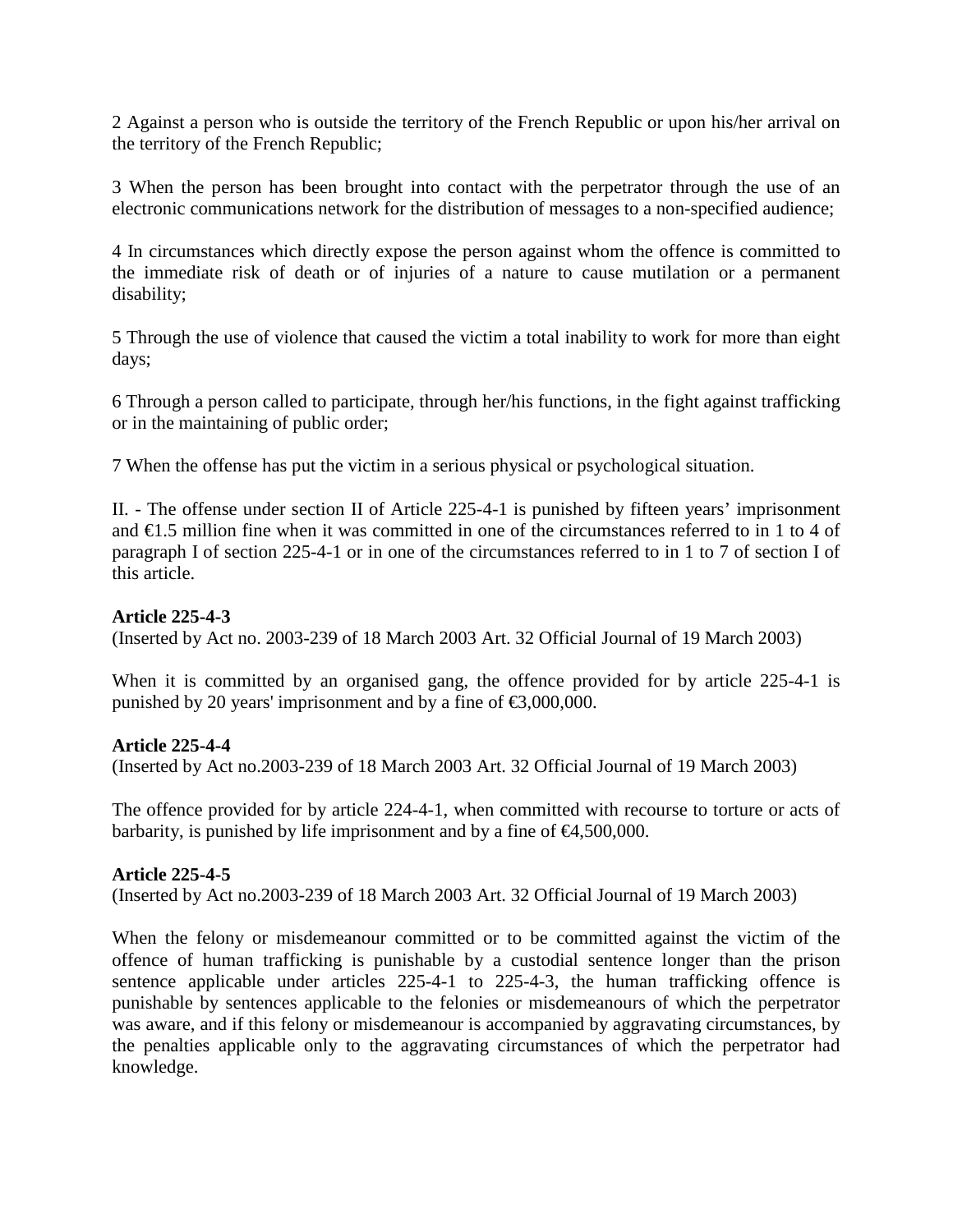2 Against a person who is outside the territory of the French Republic or upon his/her arrival on the territory of the French Republic;

3 When the person has been brought into contact with the perpetrator through the use of an electronic communications network for the distribution of messages to a non-specified audience;

4 In circumstances which directly expose the person against whom the offence is committed to the immediate risk of death or of injuries of a nature to cause mutilation or a permanent disability;

5 Through the use of violence that caused the victim a total inability to work for more than eight days;

6 Through a person called to participate, through her/his functions, in the fight against trafficking or in the maintaining of public order;

7 When the offense has put the victim in a serious physical or psychological situation.

II. - The offense under section II of Article 225-4-1 is punished by fifteen years' imprisonment and €1.5 million fine when it was committed in one of the circumstances referred to in 1 to 4 of paragraph I of section 225-4-1 or in one of the circumstances referred to in 1 to 7 of section I of this article.

**Article 225-4-3**
(Inserted by Act no. 2003-239 of 18 March 2003 Art. 32 Official Journal of 19 March 2003)

When it is committed by an organised gang, the offence provided for by article 225-4-1 is punished by 20 years' imprisonment and by a fine of €3,000,000.

**Article 225-4-4**
(Inserted by Act no.2003-239 of 18 March 2003 Art. 32 Official Journal of 19 March 2003)

The offence provided for by article 224-4-1, when committed with recourse to torture or acts of barbarity, is punished by life imprisonment and by a fine of €4,500,000.

**Article 225-4-5**
(Inserted by Act no.2003-239 of 18 March 2003 Art. 32 Official Journal of 19 March 2003)

When the felony or misdemeanour committed or to be committed against the victim of the offence of human trafficking is punishable by a custodial sentence longer than the prison sentence applicable under articles 225-4-1 to 225-4-3, the human trafficking offence is punishable by sentences applicable to the felonies or misdemeanours of which the perpetrator was aware, and if this felony or misdemeanour is accompanied by aggravating circumstances, by the penalties applicable only to the aggravating circumstances of which the perpetrator had knowledge.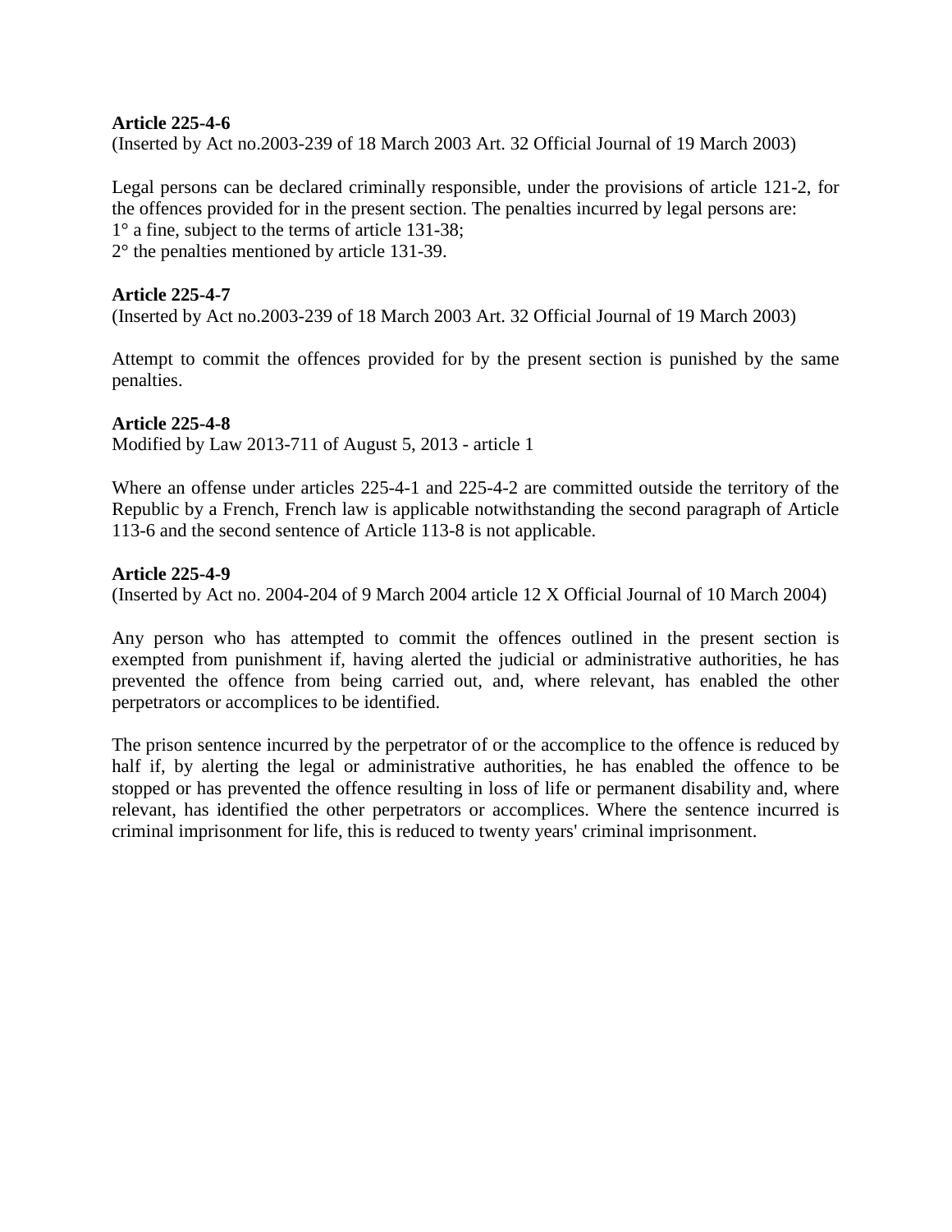**Article 225-4-6**

(Inserted by Act no.2003-239 of 18 March 2003 Art. 32 Official Journal of 19 March 2003)

Legal persons can be declared criminally responsible, under the provisions of article 121-2, for the offences provided for in the present section. The penalties incurred by legal persons are:
1° a fine, subject to the terms of article 131-38;
2° the penalties mentioned by article 131-39.

**Article 225-4-7**

(Inserted by Act no.2003-239 of 18 March 2003 Art. 32 Official Journal of 19 March 2003)

Attempt to commit the offences provided for by the present section is punished by the same penalties.

**Article 225-4-8**

Modified by Law 2013-711 of August 5, 2013 - article 1

Where an offense under articles 225-4-1 and 225-4-2 are committed outside the territory of the Republic by a French, French law is applicable notwithstanding the second paragraph of Article 113-6 and the second sentence of Article 113-8 is not applicable.

**Article 225-4-9**

(Inserted by Act no. 2004-204 of 9 March 2004 article 12 X Official Journal of 10 March 2004)

Any person who has attempted to commit the offences outlined in the present section is exempted from punishment if, having alerted the judicial or administrative authorities, he has prevented the offence from being carried out, and, where relevant, has enabled the other perpetrators or accomplices to be identified.

The prison sentence incurred by the perpetrator of or the accomplice to the offence is reduced by half if, by alerting the legal or administrative authorities, he has enabled the offence to be stopped or has prevented the offence resulting in loss of life or permanent disability and, where relevant, has identified the other perpetrators or accomplices. Where the sentence incurred is criminal imprisonment for life, this is reduced to twenty years' criminal imprisonment.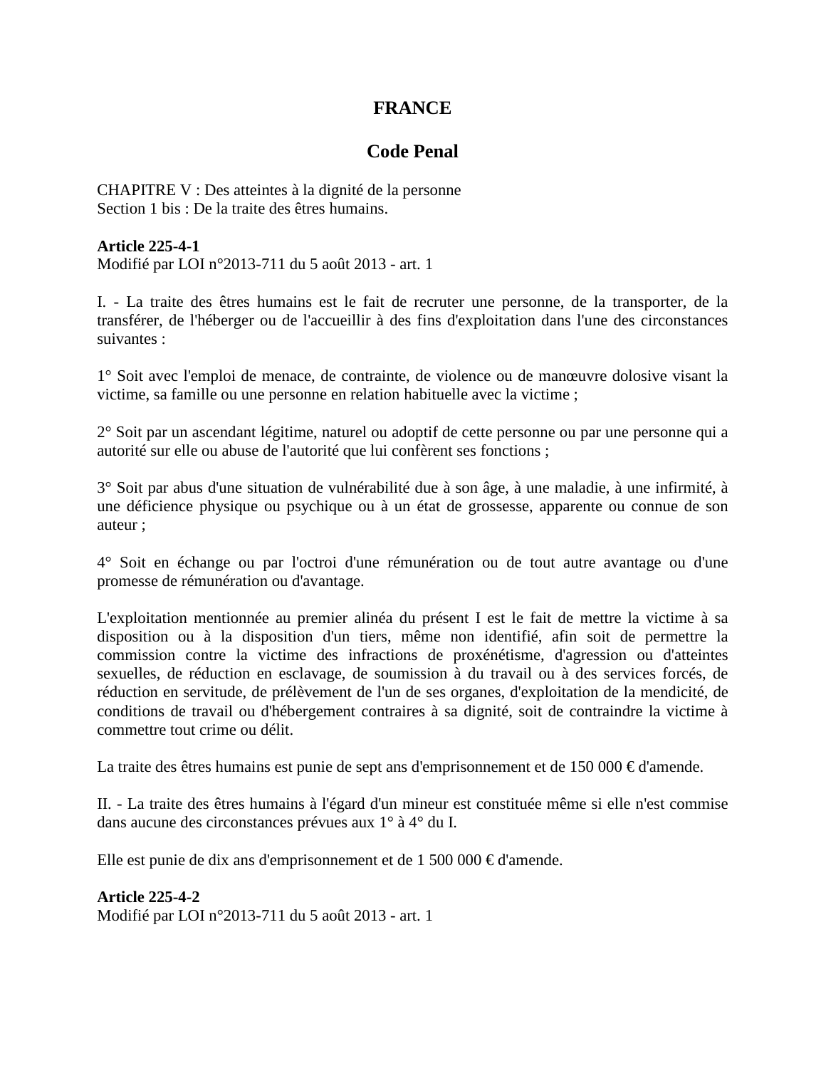# FRANCE

## Code Penal

CHAPITRE V : Des atteintes à la dignité de la personne
Section 1 bis : De la traite des êtres humains.

**Article 225-4-1**
Modifié par LOI n°2013-711 du 5 août 2013 - art. 1

I. - La traite des êtres humains est le fait de recruter une personne, de la transporter, de la transférer, de l'héberger ou de l'accueillir à des fins d'exploitation dans l'une des circonstances suivantes :

1° Soit avec l'emploi de menace, de contrainte, de violence ou de manœuvre dolosive visant la victime, sa famille ou une personne en relation habituelle avec la victime ;

2° Soit par un ascendant légitime, naturel ou adoptif de cette personne ou par une personne qui a autorité sur elle ou abuse de l'autorité que lui confèrent ses fonctions ;

3° Soit par abus d'une situation de vulnérabilité due à son âge, à une maladie, à une infirmité, à une déficience physique ou psychique ou à un état de grossesse, apparente ou connue de son auteur ;

4° Soit en échange ou par l'octroi d'une rémunération ou de tout autre avantage ou d'une promesse de rémunération ou d'avantage.

L'exploitation mentionnée au premier alinéa du présent I est le fait de mettre la victime à sa disposition ou à la disposition d'un tiers, même non identifié, afin soit de permettre la commission contre la victime des infractions de proxénétisme, d'agression ou d'atteintes sexuelles, de réduction en esclavage, de soumission à du travail ou à des services forcés, de réduction en servitude, de prélèvement de l'un de ses organes, d'exploitation de la mendicité, de conditions de travail ou d'hébergement contraires à sa dignité, soit de contraindre la victime à commettre tout crime ou délit.

La traite des êtres humains est punie de sept ans d'emprisonnement et de 150 000 € d'amende.

II. - La traite des êtres humains à l'égard d'un mineur est constituée même si elle n'est commise dans aucune des circonstances prévues aux 1° à 4° du I.

Elle est punie de dix ans d'emprisonnement et de 1 500 000 € d'amende.

**Article 225-4-2**
Modifié par LOI n°2013-711 du 5 août 2013 - art. 1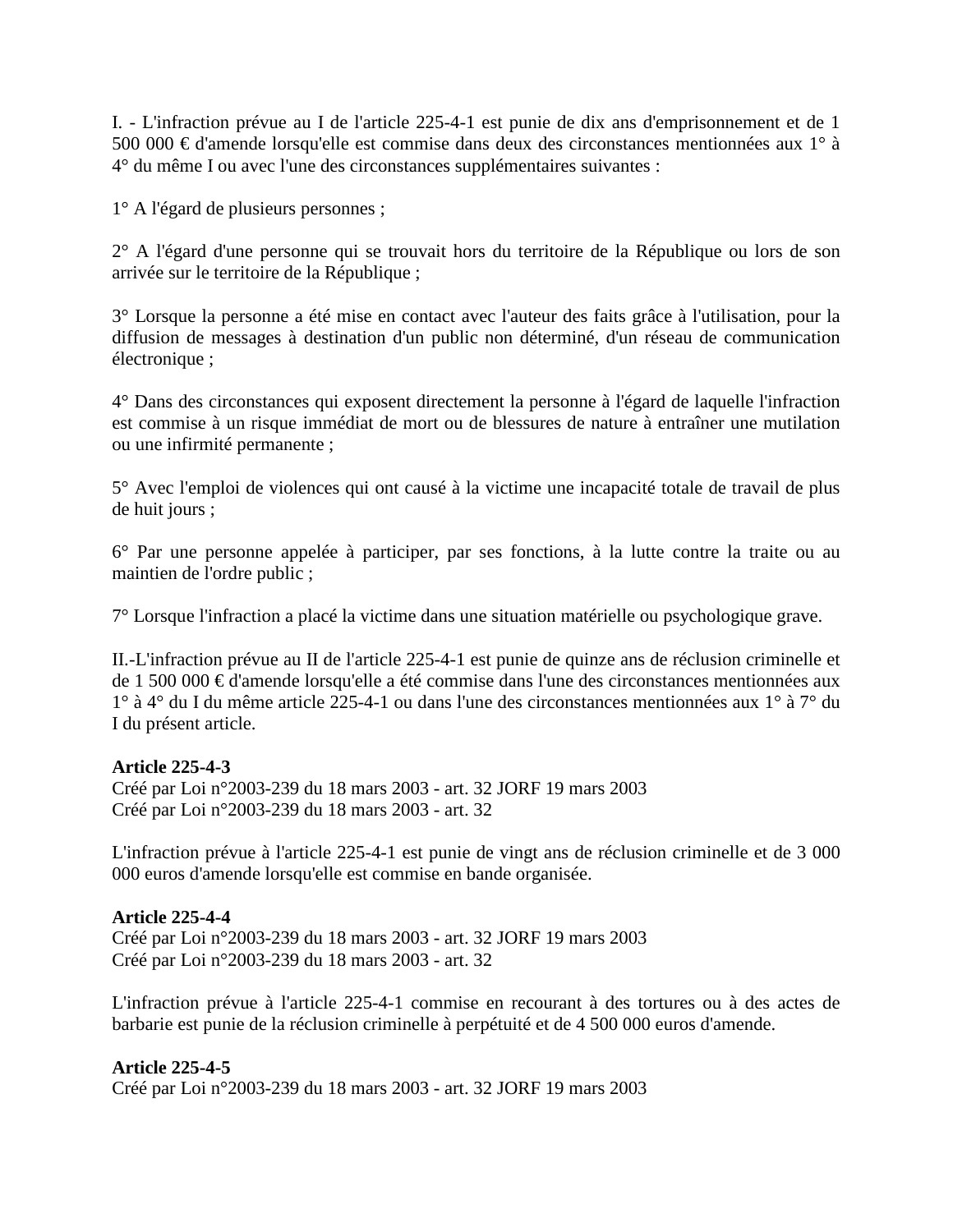I. - L'infraction prévue au I de l'article 225-4-1 est punie de dix ans d'emprisonnement et de 1 500 000 € d'amende lorsqu'elle est commise dans deux des circonstances mentionnées aux 1° à 4° du même I ou avec l'une des circonstances supplémentaires suivantes :

1° A l'égard de plusieurs personnes ;

2° A l'égard d'une personne qui se trouvait hors du territoire de la République ou lors de son arrivée sur le territoire de la République ;

3° Lorsque la personne a été mise en contact avec l'auteur des faits grâce à l'utilisation, pour la diffusion de messages à destination d'un public non déterminé, d'un réseau de communication électronique ;

4° Dans des circonstances qui exposent directement la personne à l'égard de laquelle l'infraction est commise à un risque immédiat de mort ou de blessures de nature à entraîner une mutilation ou une infirmité permanente ;

5° Avec l'emploi de violences qui ont causé à la victime une incapacité totale de travail de plus de huit jours ;

6° Par une personne appelée à participer, par ses fonctions, à la lutte contre la traite ou au maintien de l'ordre public ;

7° Lorsque l'infraction a placé la victime dans une situation matérielle ou psychologique grave.

II.-L'infraction prévue au II de l'article 225-4-1 est punie de quinze ans de réclusion criminelle et de 1 500 000 € d'amende lorsqu'elle a été commise dans l'une des circonstances mentionnées aux 1° à 4° du I du même article 225-4-1 ou dans l'une des circonstances mentionnées aux 1° à 7° du I du présent article.

**Article 225-4-3**
Créé par Loi n°2003-239 du 18 mars 2003 - art. 32 JORF 19 mars 2003
Créé par Loi n°2003-239 du 18 mars 2003 - art. 32

L'infraction prévue à l'article 225-4-1 est punie de vingt ans de réclusion criminelle et de 3 000 000 euros d'amende lorsqu'elle est commise en bande organisée.

**Article 225-4-4**
Créé par Loi n°2003-239 du 18 mars 2003 - art. 32 JORF 19 mars 2003
Créé par Loi n°2003-239 du 18 mars 2003 - art. 32

L'infraction prévue à l'article 225-4-1 commise en recourant à des tortures ou à des actes de barbarie est punie de la réclusion criminelle à perpétuité et de 4 500 000 euros d'amende.

**Article 225-4-5**
Créé par Loi n°2003-239 du 18 mars 2003 - art. 32 JORF 19 mars 2003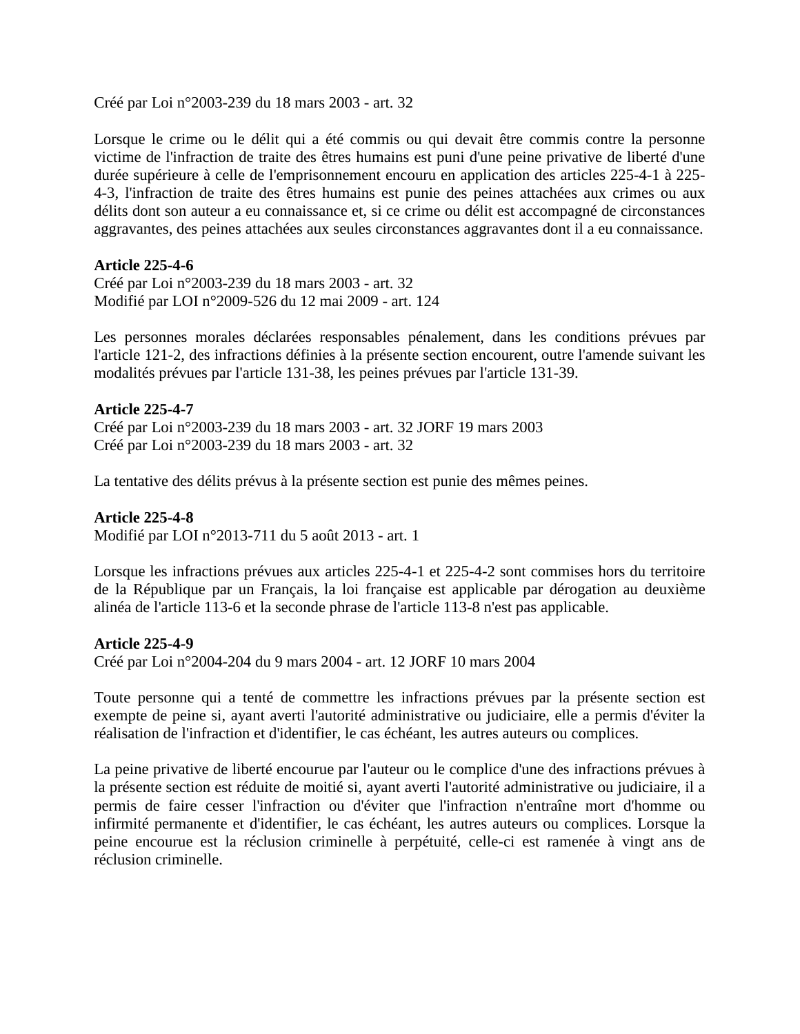Créé par Loi n°2003-239 du 18 mars 2003 - art. 32

Lorsque le crime ou le délit qui a été commis ou qui devait être commis contre la personne victime de l'infraction de traite des êtres humains est puni d'une peine privative de liberté d'une durée supérieure à celle de l'emprisonnement encouru en application des articles 225-4-1 à 225-4-3, l'infraction de traite des êtres humains est punie des peines attachées aux crimes ou aux délits dont son auteur a eu connaissance et, si ce crime ou délit est accompagné de circonstances aggravantes, des peines attachées aux seules circonstances aggravantes dont il a eu connaissance.

**Article 225-4-6**
Créé par Loi n°2003-239 du 18 mars 2003 - art. 32
Modifié par LOI n°2009-526 du 12 mai 2009 - art. 124

Les personnes morales déclarées responsables pénalement, dans les conditions prévues par l'article 121-2, des infractions définies à la présente section encourent, outre l'amende suivant les modalités prévues par l'article 131-38, les peines prévues par l'article 131-39.

**Article 225-4-7**
Créé par Loi n°2003-239 du 18 mars 2003 - art. 32 JORF 19 mars 2003
Créé par Loi n°2003-239 du 18 mars 2003 - art. 32

La tentative des délits prévus à la présente section est punie des mêmes peines.

**Article 225-4-8**
Modifié par LOI n°2013-711 du 5 août 2013 - art. 1

Lorsque les infractions prévues aux articles 225-4-1 et 225-4-2 sont commises hors du territoire de la République par un Français, la loi française est applicable par dérogation au deuxième alinéa de l'article 113-6 et la seconde phrase de l'article 113-8 n'est pas applicable.

**Article 225-4-9**
Créé par Loi n°2004-204 du 9 mars 2004 - art. 12 JORF 10 mars 2004

Toute personne qui a tenté de commettre les infractions prévues par la présente section est exempte de peine si, ayant averti l'autorité administrative ou judiciaire, elle a permis d'éviter la réalisation de l'infraction et d'identifier, le cas échéant, les autres auteurs ou complices.

La peine privative de liberté encourue par l'auteur ou le complice d'une des infractions prévues à la présente section est réduite de moitié si, ayant averti l'autorité administrative ou judiciaire, il a permis de faire cesser l'infraction ou d'éviter que l'infraction n'entraîne mort d'homme ou infirmité permanente et d'identifier, le cas échéant, les autres auteurs ou complices. Lorsque la peine encourue est la réclusion criminelle à perpétuité, celle-ci est ramenée à vingt ans de réclusion criminelle.